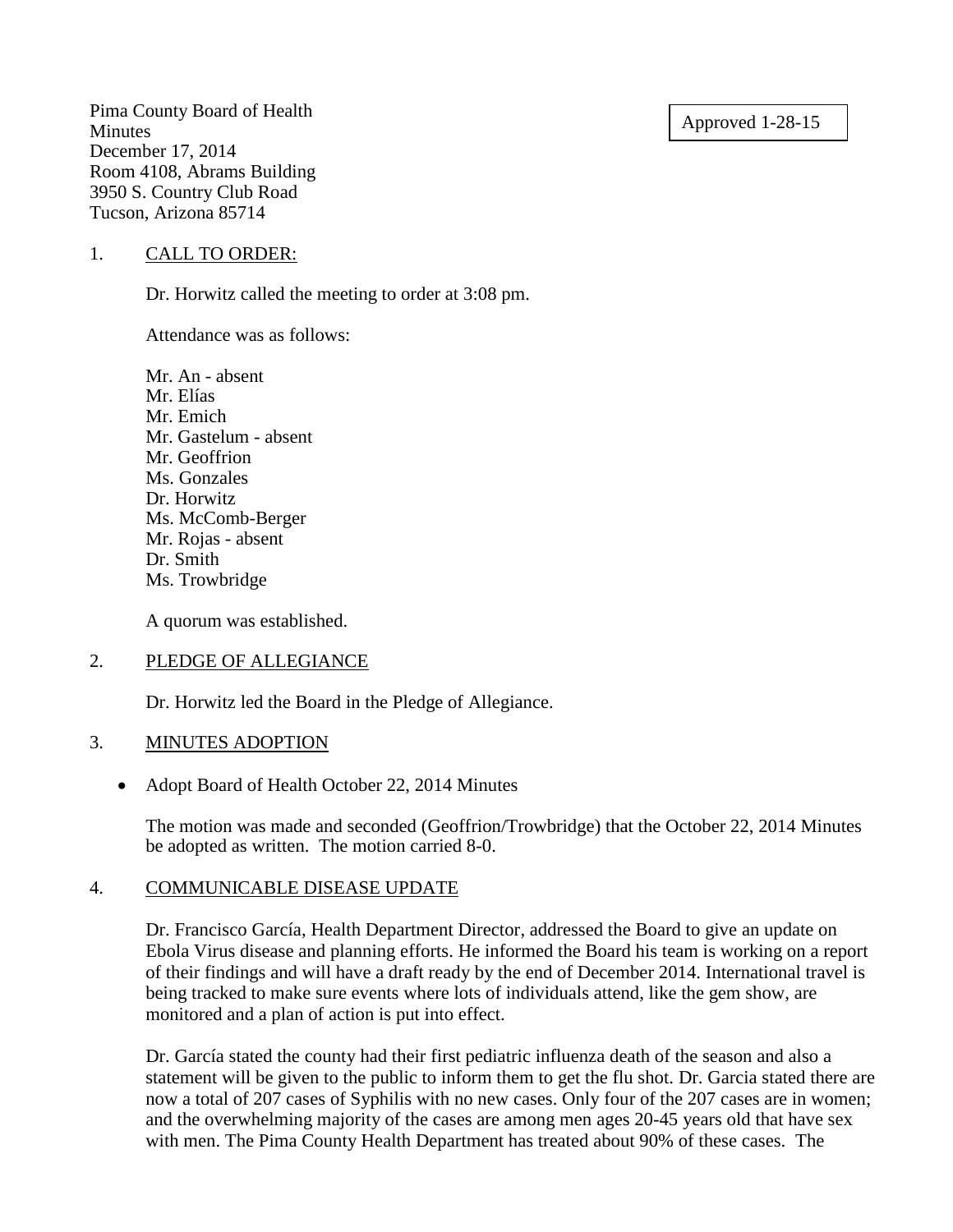Approved 1-28-15

Pima County Board of Health
Minutes
December 17, 2014
Room 4108, Abrams Building
3950 S. Country Club Road
Tucson, Arizona 85714

1. CALL TO ORDER:

Dr. Horwitz called the meeting to order at 3:08 pm.

Attendance was as follows:

Mr. An - absent
Mr. Elías
Mr. Emich
Mr. Gastelum - absent
Mr. Geoffrion
Ms. Gonzales
Dr. Horwitz
Ms. McComb-Berger
Mr. Rojas - absent
Dr. Smith
Ms. Trowbridge

A quorum was established.

2. PLEDGE OF ALLEGIANCE

Dr. Horwitz led the Board in the Pledge of Allegiance.

3. MINUTES ADOPTION

- Adopt Board of Health October 22, 2014 Minutes

The motion was made and seconded (Geoffrion/Trowbridge) that the October 22, 2014 Minutes be adopted as written. The motion carried 8-0.

4. COMMUNICABLE DISEASE UPDATE

Dr. Francisco García, Health Department Director, addressed the Board to give an update on Ebola Virus disease and planning efforts. He informed the Board his team is working on a report of their findings and will have a draft ready by the end of December 2014. International travel is being tracked to make sure events where lots of individuals attend, like the gem show, are monitored and a plan of action is put into effect.

Dr. García stated the county had their first pediatric influenza death of the season and also a statement will be given to the public to inform them to get the flu shot. Dr. Garcia stated there are now a total of 207 cases of Syphilis with no new cases. Only four of the 207 cases are in women; and the overwhelming majority of the cases are among men ages 20-45 years old that have sex with men. The Pima County Health Department has treated about 90% of these cases. The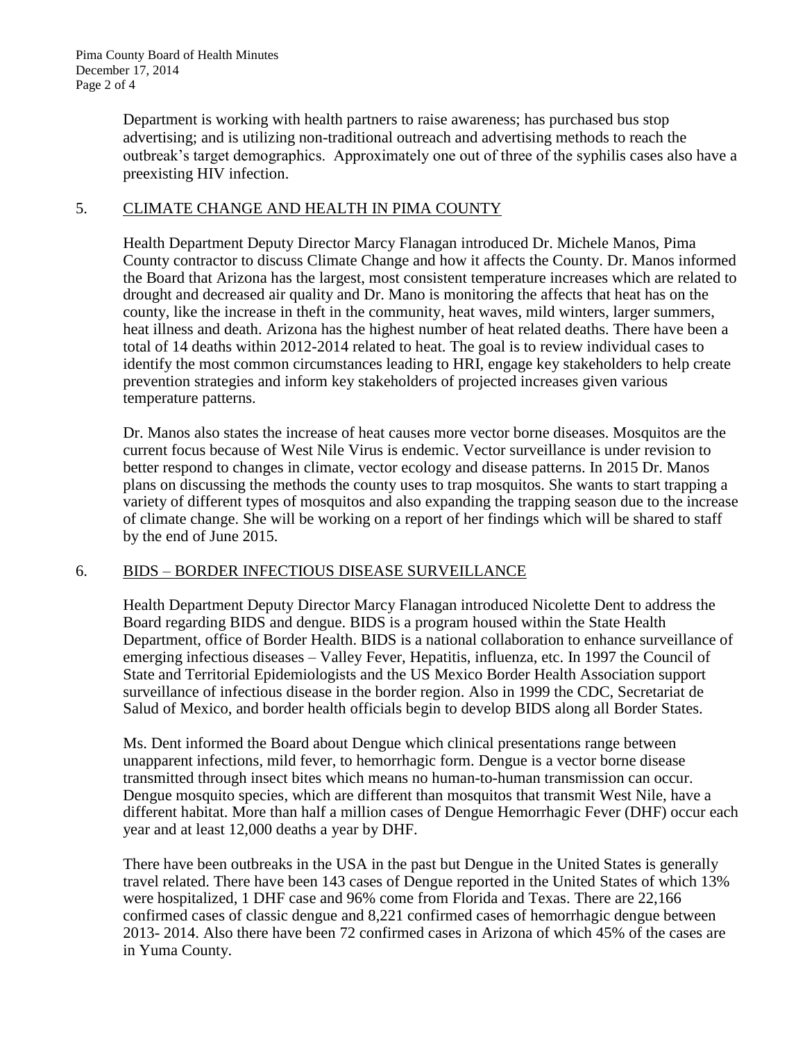Department is working with health partners to raise awareness; has purchased bus stop advertising; and is utilizing non-traditional outreach and advertising methods to reach the outbreak's target demographics. Approximately one out of three of the syphilis cases also have a preexisting HIV infection.

5. CLIMATE CHANGE AND HEALTH IN PIMA COUNTY

Health Department Deputy Director Marcy Flanagan introduced Dr. Michele Manos, Pima County contractor to discuss Climate Change and how it affects the County. Dr. Manos informed the Board that Arizona has the largest, most consistent temperature increases which are related to drought and decreased air quality and Dr. Mano is monitoring the affects that heat has on the county, like the increase in theft in the community, heat waves, mild winters, larger summers, heat illness and death. Arizona has the highest number of heat related deaths. There have been a total of 14 deaths within 2012-2014 related to heat. The goal is to review individual cases to identify the most common circumstances leading to HRI, engage key stakeholders to help create prevention strategies and inform key stakeholders of projected increases given various temperature patterns.

Dr. Manos also states the increase of heat causes more vector borne diseases. Mosquitos are the current focus because of West Nile Virus is endemic. Vector surveillance is under revision to better respond to changes in climate, vector ecology and disease patterns. In 2015 Dr. Manos plans on discussing the methods the county uses to trap mosquitos. She wants to start trapping a variety of different types of mosquitos and also expanding the trapping season due to the increase of climate change. She will be working on a report of her findings which will be shared to staff by the end of June 2015.

6. BIDS – BORDER INFECTIOUS DISEASE SURVEILLANCE

Health Department Deputy Director Marcy Flanagan introduced Nicolette Dent to address the Board regarding BIDS and dengue. BIDS is a program housed within the State Health Department, office of Border Health. BIDS is a national collaboration to enhance surveillance of emerging infectious diseases – Valley Fever, Hepatitis, influenza, etc. In 1997 the Council of State and Territorial Epidemiologists and the US Mexico Border Health Association support surveillance of infectious disease in the border region. Also in 1999 the CDC, Secretariat de Salud of Mexico, and border health officials begin to develop BIDS along all Border States.

Ms. Dent informed the Board about Dengue which clinical presentations range between unapparent infections, mild fever, to hemorrhagic form. Dengue is a vector borne disease transmitted through insect bites which means no human-to-human transmission can occur. Dengue mosquito species, which are different than mosquitos that transmit West Nile, have a different habitat. More than half a million cases of Dengue Hemorrhagic Fever (DHF) occur each year and at least 12,000 deaths a year by DHF.

There have been outbreaks in the USA in the past but Dengue in the United States is generally travel related. There have been 143 cases of Dengue reported in the United States of which 13% were hospitalized, 1 DHF case and 96% come from Florida and Texas. There are 22,166 confirmed cases of classic dengue and 8,221 confirmed cases of hemorrhagic dengue between 2013- 2014. Also there have been 72 confirmed cases in Arizona of which 45% of the cases are in Yuma County.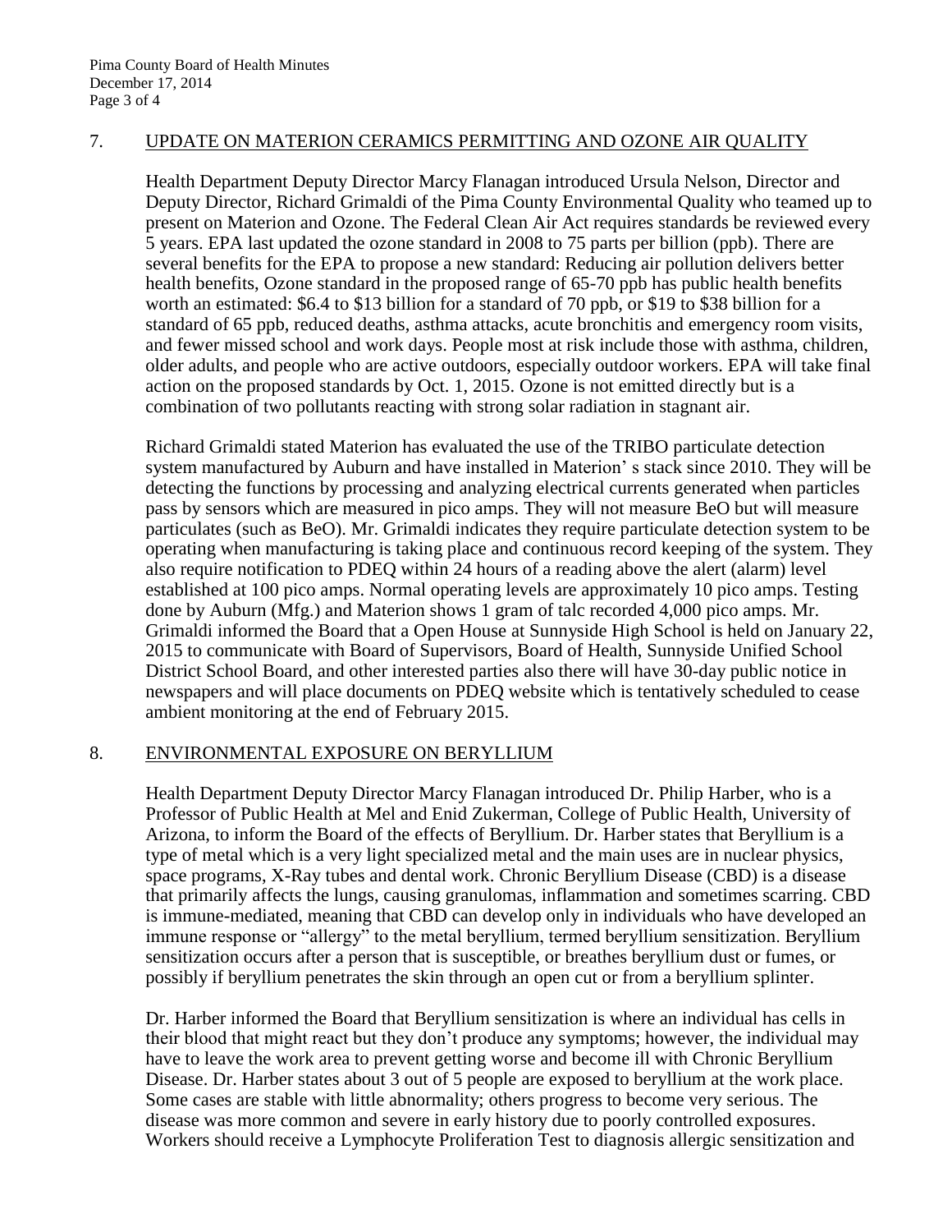## 7. UPDATE ON MATERION CERAMICS PERMITTING AND OZONE AIR QUALITY

Health Department Deputy Director Marcy Flanagan introduced Ursula Nelson, Director and Deputy Director, Richard Grimaldi of the Pima County Environmental Quality who teamed up to present on Materion and Ozone. The Federal Clean Air Act requires standards be reviewed every 5 years. EPA last updated the ozone standard in 2008 to 75 parts per billion (ppb). There are several benefits for the EPA to propose a new standard: Reducing air pollution delivers better health benefits, Ozone standard in the proposed range of 65-70 ppb has public health benefits worth an estimated: $6.4 to $13 billion for a standard of 70 ppb, or $19 to $38 billion for a standard of 65 ppb, reduced deaths, asthma attacks, acute bronchitis and emergency room visits, and fewer missed school and work days. People most at risk include those with asthma, children, older adults, and people who are active outdoors, especially outdoor workers. EPA will take final action on the proposed standards by Oct. 1, 2015. Ozone is not emitted directly but is a combination of two pollutants reacting with strong solar radiation in stagnant air.

Richard Grimaldi stated Materion has evaluated the use of the TRIBO particulate detection system manufactured by Auburn and have installed in Materion' s stack since 2010. They will be detecting the functions by processing and analyzing electrical currents generated when particles pass by sensors which are measured in pico amps. They will not measure BeO but will measure particulates (such as BeO). Mr. Grimaldi indicates they require particulate detection system to be operating when manufacturing is taking place and continuous record keeping of the system. They also require notification to PDEQ within 24 hours of a reading above the alert (alarm) level established at 100 pico amps. Normal operating levels are approximately 10 pico amps. Testing done by Auburn (Mfg.) and Materion shows 1 gram of talc recorded 4,000 pico amps. Mr. Grimaldi informed the Board that a Open House at Sunnyside High School is held on January 22, 2015 to communicate with Board of Supervisors, Board of Health, Sunnyside Unified School District School Board, and other interested parties also there will have 30-day public notice in newspapers and will place documents on PDEQ website which is tentatively scheduled to cease ambient monitoring at the end of February 2015.

## 8. ENVIRONMENTAL EXPOSURE ON BERYLLIUM

Health Department Deputy Director Marcy Flanagan introduced Dr. Philip Harber, who is a Professor of Public Health at Mel and Enid Zukerman, College of Public Health, University of Arizona, to inform the Board of the effects of Beryllium. Dr. Harber states that Beryllium is a type of metal which is a very light specialized metal and the main uses are in nuclear physics, space programs, X-Ray tubes and dental work. Chronic Beryllium Disease (CBD) is a disease that primarily affects the lungs, causing granulomas, inflammation and sometimes scarring. CBD is immune-mediated, meaning that CBD can develop only in individuals who have developed an immune response or "allergy" to the metal beryllium, termed beryllium sensitization. Beryllium sensitization occurs after a person that is susceptible, or breathes beryllium dust or fumes, or possibly if beryllium penetrates the skin through an open cut or from a beryllium splinter.

Dr. Harber informed the Board that Beryllium sensitization is where an individual has cells in their blood that might react but they don't produce any symptoms; however, the individual may have to leave the work area to prevent getting worse and become ill with Chronic Beryllium Disease. Dr. Harber states about 3 out of 5 people are exposed to beryllium at the work place. Some cases are stable with little abnormality; others progress to become very serious. The disease was more common and severe in early history due to poorly controlled exposures. Workers should receive a Lymphocyte Proliferation Test to diagnosis allergic sensitization and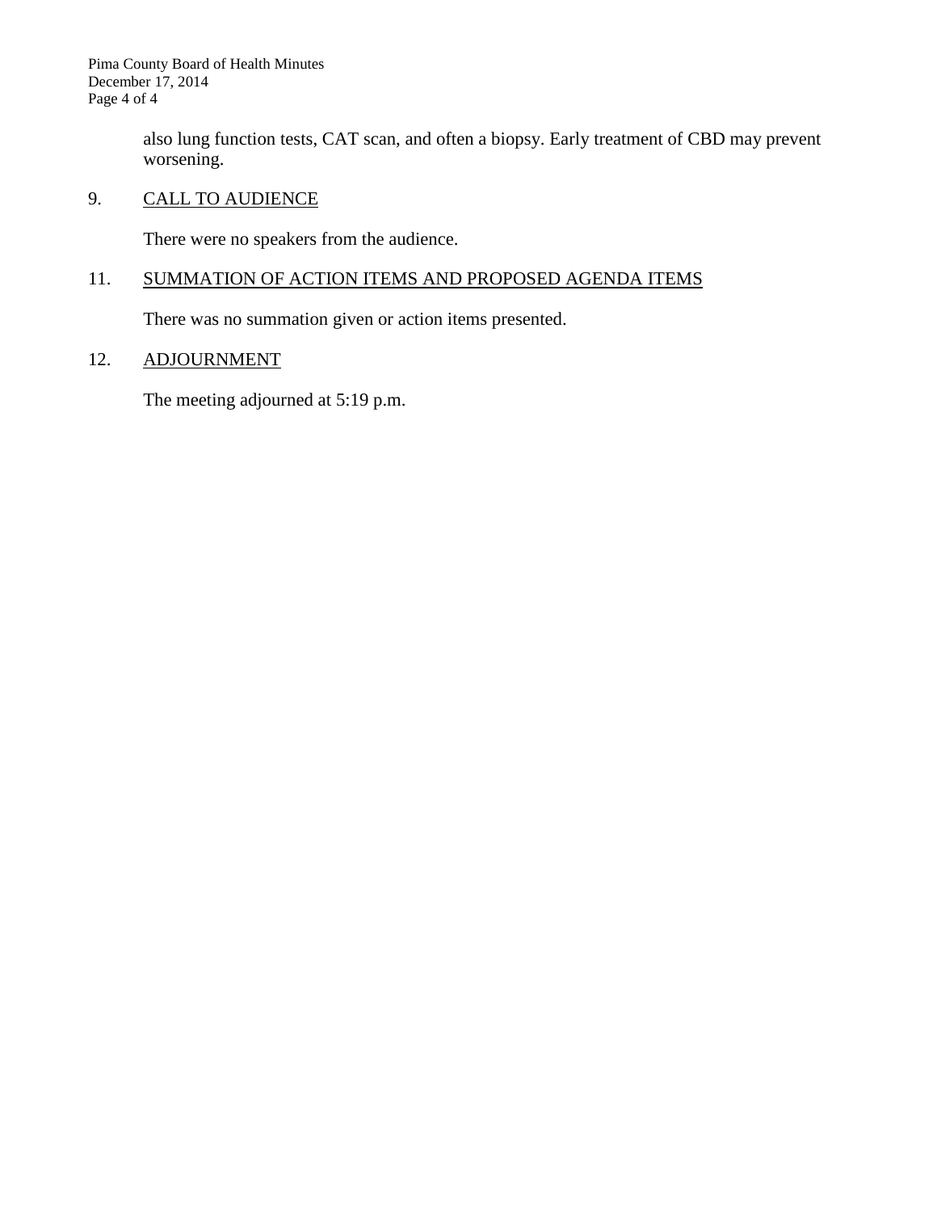also lung function tests, CAT scan, and often a biopsy. Early treatment of CBD may prevent worsening.

9. CALL TO AUDIENCE

There were no speakers from the audience.

11. SUMMATION OF ACTION ITEMS AND PROPOSED AGENDA ITEMS

There was no summation given or action items presented.

12. ADJOURNMENT

The meeting adjourned at 5:19 p.m.